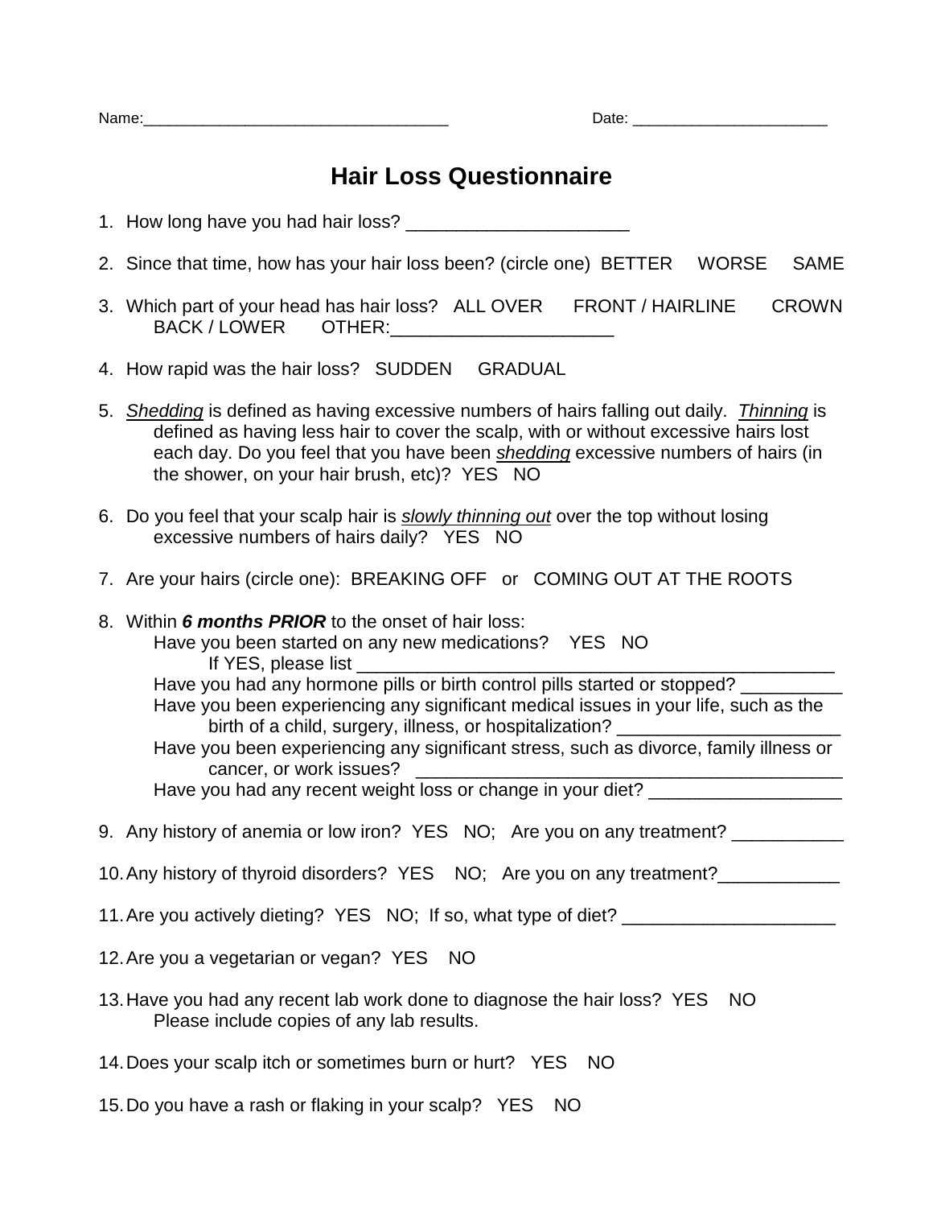Name:___________________________________ Date: ______________________

# Hair Loss Questionnaire

1. How long have you had hair loss? ______________________

2. Since that time, how has your hair loss been? (circle one) BETTER WORSE SAME

3. Which part of your head has hair loss? ALL OVER FRONT / HAIRLINE CROWN BACK / LOWER OTHER:______________________

4. How rapid was the hair loss? SUDDEN GRADUAL

5. *Shedding* is defined as having excessive numbers of hairs falling out daily. *Thinning* is defined as having less hair to cover the scalp, with or without excessive hairs lost each day. Do you feel that you have been *shedding* excessive numbers of hairs (in the shower, on your hair brush, etc)? YES NO

6. Do you feel that your scalp hair is *slowly thinning out* over the top without losing excessive numbers of hairs daily? YES NO

7. Are your hairs (circle one): BREAKING OFF or COMING OUT AT THE ROOTS

8. Within ***6 months PRIOR*** to the onset of hair loss:
   Have you been started on any new medications? YES NO
   If YES, please list __________________________________________________
   Have you had any hormone pills or birth control pills started or stopped? __________
   Have you been experiencing any significant medical issues in your life, such as the birth of a child, surgery, illness, or hospitalization? ______________________
   Have you been experiencing any significant stress, such as divorce, family illness or cancer, or work issues? ___________________________________________
   Have you had any recent weight loss or change in your diet? ___________________

9. Any history of anemia or low iron? YES NO; Are you on any treatment? ___________

10. Any history of thyroid disorders? YES NO; Are you on any treatment?____________

11. Are you actively dieting? YES NO; If so, what type of diet? _____________________

12. Are you a vegetarian or vegan? YES NO

13. Have you had any recent lab work done to diagnose the hair loss? YES NO
    Please include copies of any lab results.

14. Does your scalp itch or sometimes burn or hurt? YES NO

15. Do you have a rash or flaking in your scalp? YES NO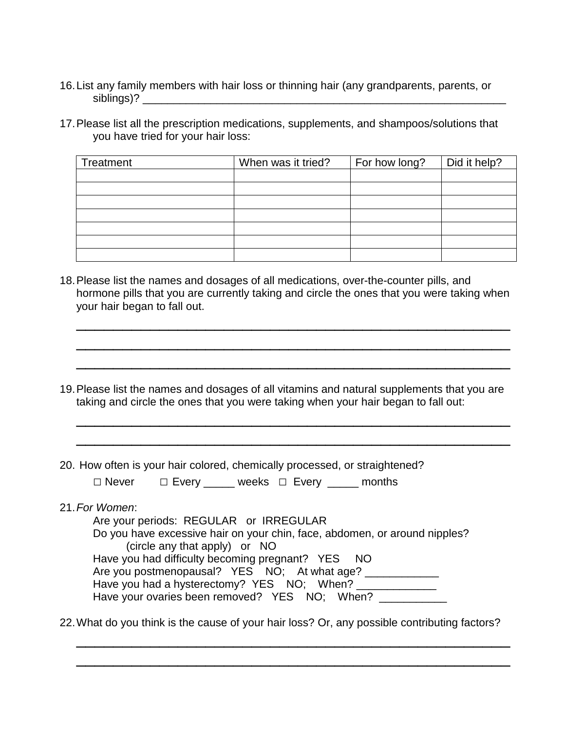16. List any family members with hair loss or thinning hair (any grandparents, parents, or siblings)? ____________________________________________________________

17. Please list all the prescription medications, supplements, and shampoos/solutions that you have tried for your hair loss:

| Treatment | When was it tried? | For how long? | Did it help? |
|---|---|---|---|
| | | | |
| | | | |
| | | | |
| | | | |
| | | | |
| | | | |
| | | | |

18. Please list the names and dosages of all medications, over-the-counter pills, and hormone pills that you are currently taking and circle the ones that you were taking when your hair began to fall out.

____________________________________________________________

____________________________________________________________

____________________________________________________________

19. Please list the names and dosages of all vitamins and natural supplements that you are taking and circle the ones that you were taking when your hair began to fall out:

____________________________________________________________

____________________________________________________________

20. How often is your hair colored, chemically processed, or straightened?

□ Never □ Every _____ weeks □ Every _____ months

21. *For Women*:

Are your periods: REGULAR or IRREGULAR
Do you have excessive hair on your chin, face, abdomen, or around nipples? (circle any that apply) or NO
Have you had difficulty becoming pregnant? YES NO
Are you postmenopausal? YES NO; At what age? ____________
Have you had a hysterectomy? YES NO; When? _____________
Have your ovaries been removed? YES NO; When? ___________

22. What do you think is the cause of your hair loss? Or, any possible contributing factors?

____________________________________________________________

____________________________________________________________